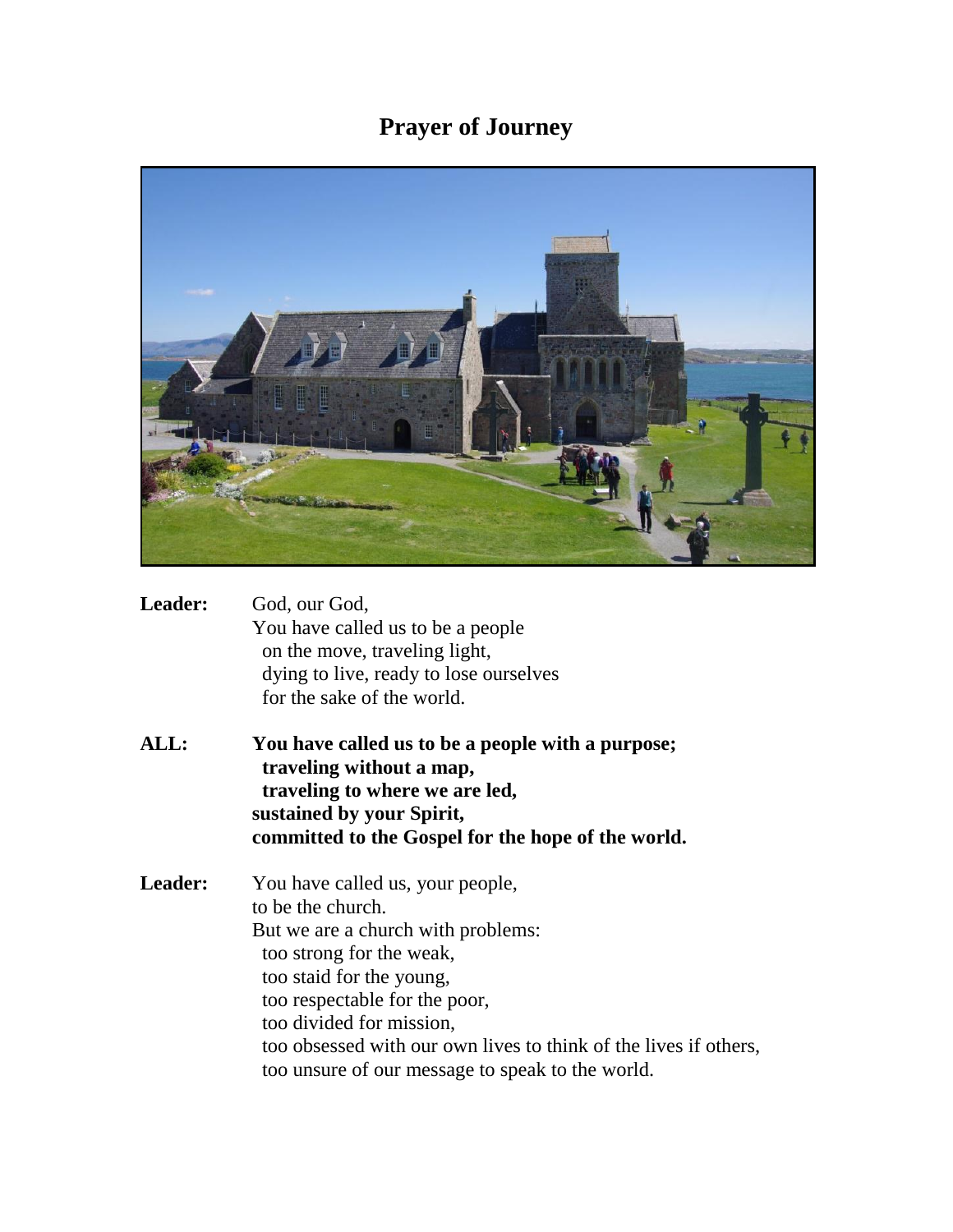# Prayer of Journey

**Leader:** God, our God,
You have called us to be a people
on the move, traveling light,
dying to live, ready to lose ourselves
for the sake of the world.

**ALL:** **You have called us to be a people with a purpose;**
**traveling without a map,**
**traveling to where we are led,**
**sustained by your Spirit,**
**committed to the Gospel for the hope of the world.**

**Leader:** You have called us, your people,
to be the church.
But we are a church with problems:
too strong for the weak,
too staid for the young,
too respectable for the poor,
too divided for mission,
too obsessed with our own lives to think of the lives if others,
too unsure of our message to speak to the world.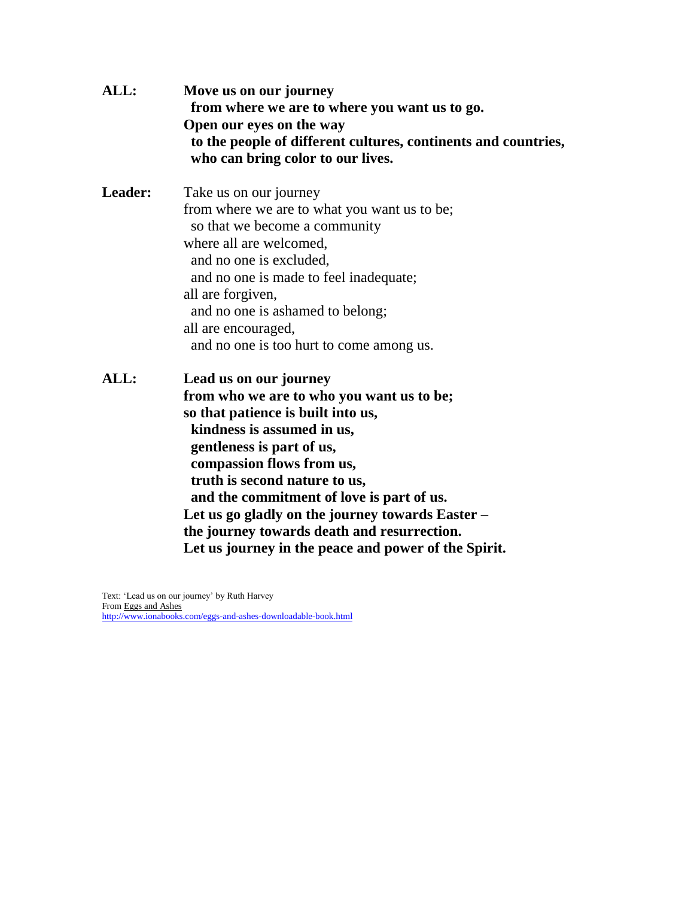**ALL:** **Move us on our journey**
**from where we are to where you want us to go.**
**Open our eyes on the way**
**to the people of different cultures, continents and countries,**
**who can bring color to our lives.**

**Leader:** Take us on our journey
from where we are to what you want us to be;
so that we become a community
where all are welcomed,
and no one is excluded,
and no one is made to feel inadequate;
all are forgiven,
and no one is ashamed to belong;
all are encouraged,
and no one is too hurt to come among us.

**ALL:** **Lead us on our journey**
**from who we are to who you want us to be;**
**so that patience is built into us,**
**kindness is assumed in us,**
**gentleness is part of us,**
**compassion flows from us,**
**truth is second nature to us,**
**and the commitment of love is part of us.**
**Let us go gladly on the journey towards Easter –**
**the journey towards death and resurrection.**
**Let us journey in the peace and power of the Spirit.**

Text: 'Lead us on our journey' by Ruth Harvey
From Eggs and Ashes
http://www.ionabooks.com/eggs-and-ashes-downloadable-book.html